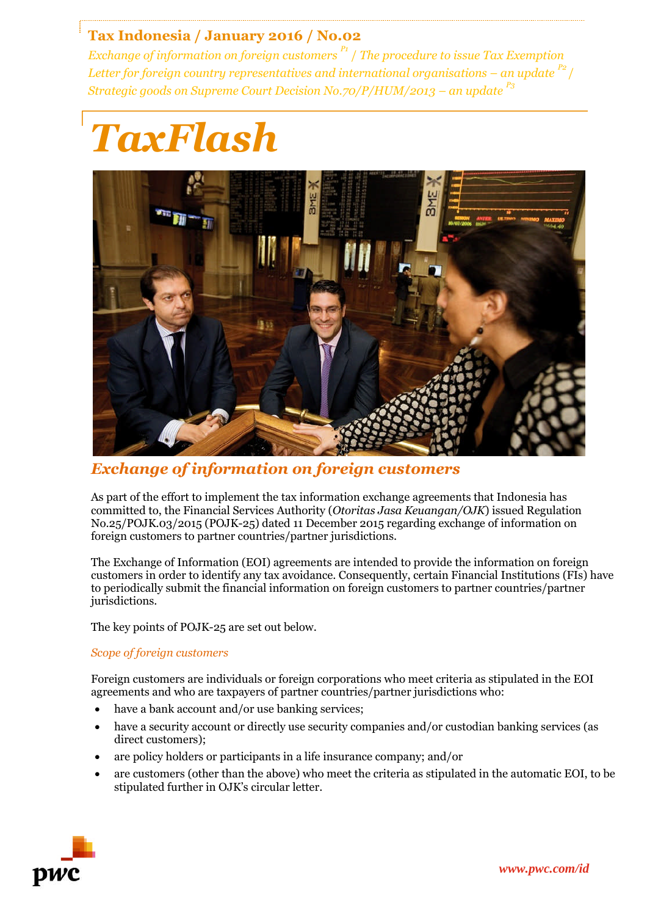# Tax Indonesia / January 2016 / No.02

*Exchange of information on foreign customers* [P1] */ The procedure to issue Tax Exemption Letter for foreign country representatives and international organisations – an update* [P2] */ Strategic goods on Supreme Court Decision No.70/P/HUM/2013 – an update* [P3]

# *TaxFlash*

## *Exchange of information on foreign customers*

As part of the effort to implement the tax information exchange agreements that Indonesia has committed to, the Financial Services Authority (*Otoritas Jasa Keuangan/OJK*) issued Regulation No.25/POJK.03/2015 (POJK-25) dated 11 December 2015 regarding exchange of information on foreign customers to partner countries/partner jurisdictions.

The Exchange of Information (EOI) agreements are intended to provide the information on foreign customers in order to identify any tax avoidance. Consequently, certain Financial Institutions (FIs) have to periodically submit the financial information on foreign customers to partner countries/partner jurisdictions.

The key points of POJK-25 are set out below.

### *Scope of foreign customers*

Foreign customers are individuals or foreign corporations who meet criteria as stipulated in the EOI agreements and who are taxpayers of partner countries/partner jurisdictions who:

- have a bank account and/or use banking services;
- have a security account or directly use security companies and/or custodian banking services (as direct customers);
- are policy holders or participants in a life insurance company; and/or
- are customers (other than the above) who meet the criteria as stipulated in the automatic EOI, to be stipulated further in OJK's circular letter.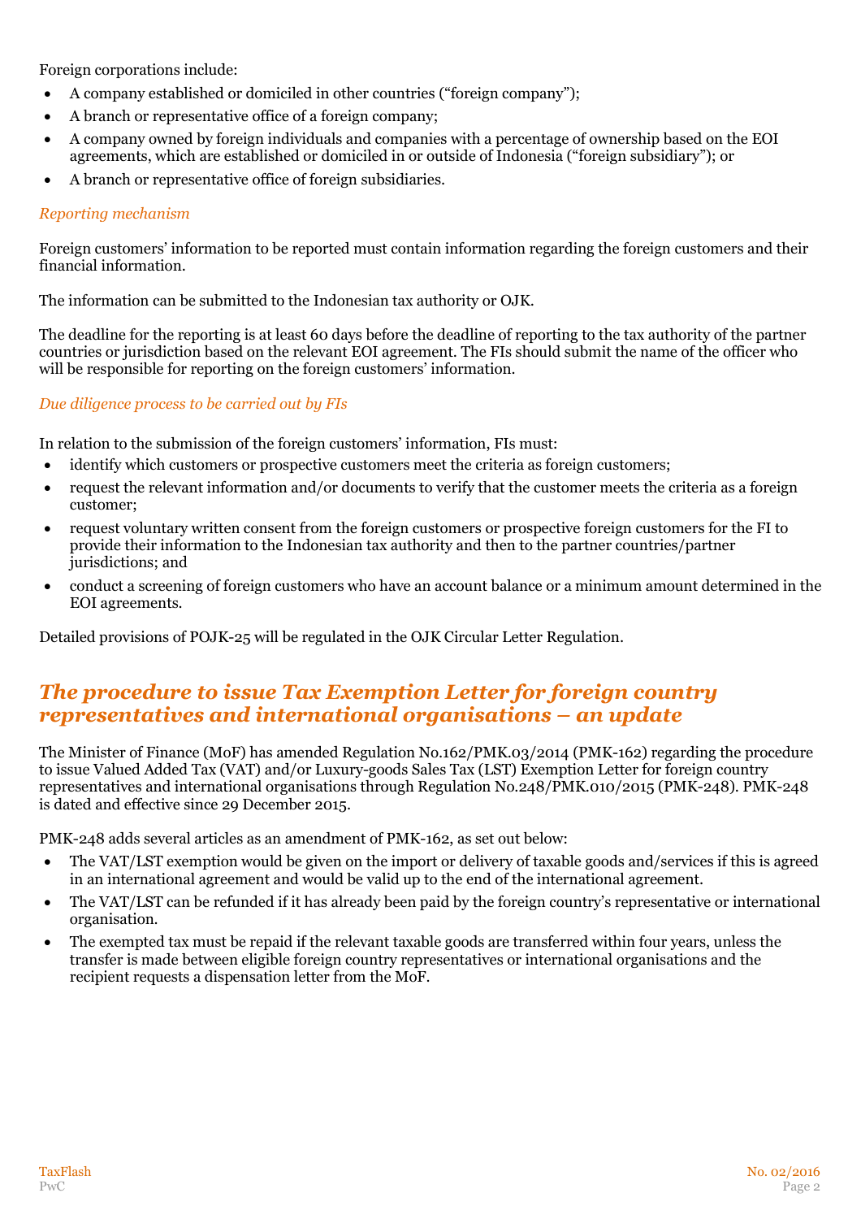Foreign corporations include:

- A company established or domiciled in other countries ("foreign company");
- A branch or representative office of a foreign company;
- A company owned by foreign individuals and companies with a percentage of ownership based on the EOI agreements, which are established or domiciled in or outside of Indonesia ("foreign subsidiary"); or
- A branch or representative office of foreign subsidiaries.

*Reporting mechanism*

Foreign customers' information to be reported must contain information regarding the foreign customers and their financial information.

The information can be submitted to the Indonesian tax authority or OJK.

The deadline for the reporting is at least 60 days before the deadline of reporting to the tax authority of the partner countries or jurisdiction based on the relevant EOI agreement. The FIs should submit the name of the officer who will be responsible for reporting on the foreign customers' information.

*Due diligence process to be carried out by FIs*

In relation to the submission of the foreign customers' information, FIs must:

- identify which customers or prospective customers meet the criteria as foreign customers;
- request the relevant information and/or documents to verify that the customer meets the criteria as a foreign customer;
- request voluntary written consent from the foreign customers or prospective foreign customers for the FI to provide their information to the Indonesian tax authority and then to the partner countries/partner jurisdictions; and
- conduct a screening of foreign customers who have an account balance or a minimum amount determined in the EOI agreements.

Detailed provisions of POJK-25 will be regulated in the OJK Circular Letter Regulation.

## *The procedure to issue Tax Exemption Letter for foreign country representatives and international organisations – an update*

The Minister of Finance (MoF) has amended Regulation No.162/PMK.03/2014 (PMK-162) regarding the procedure to issue Valued Added Tax (VAT) and/or Luxury-goods Sales Tax (LST) Exemption Letter for foreign country representatives and international organisations through Regulation No.248/PMK.010/2015 (PMK-248). PMK-248 is dated and effective since 29 December 2015.

PMK-248 adds several articles as an amendment of PMK-162, as set out below:

- The VAT/LST exemption would be given on the import or delivery of taxable goods and/services if this is agreed in an international agreement and would be valid up to the end of the international agreement.
- The VAT/LST can be refunded if it has already been paid by the foreign country's representative or international organisation.
- The exempted tax must be repaid if the relevant taxable goods are transferred within four years, unless the transfer is made between eligible foreign country representatives or international organisations and the recipient requests a dispensation letter from the MoF.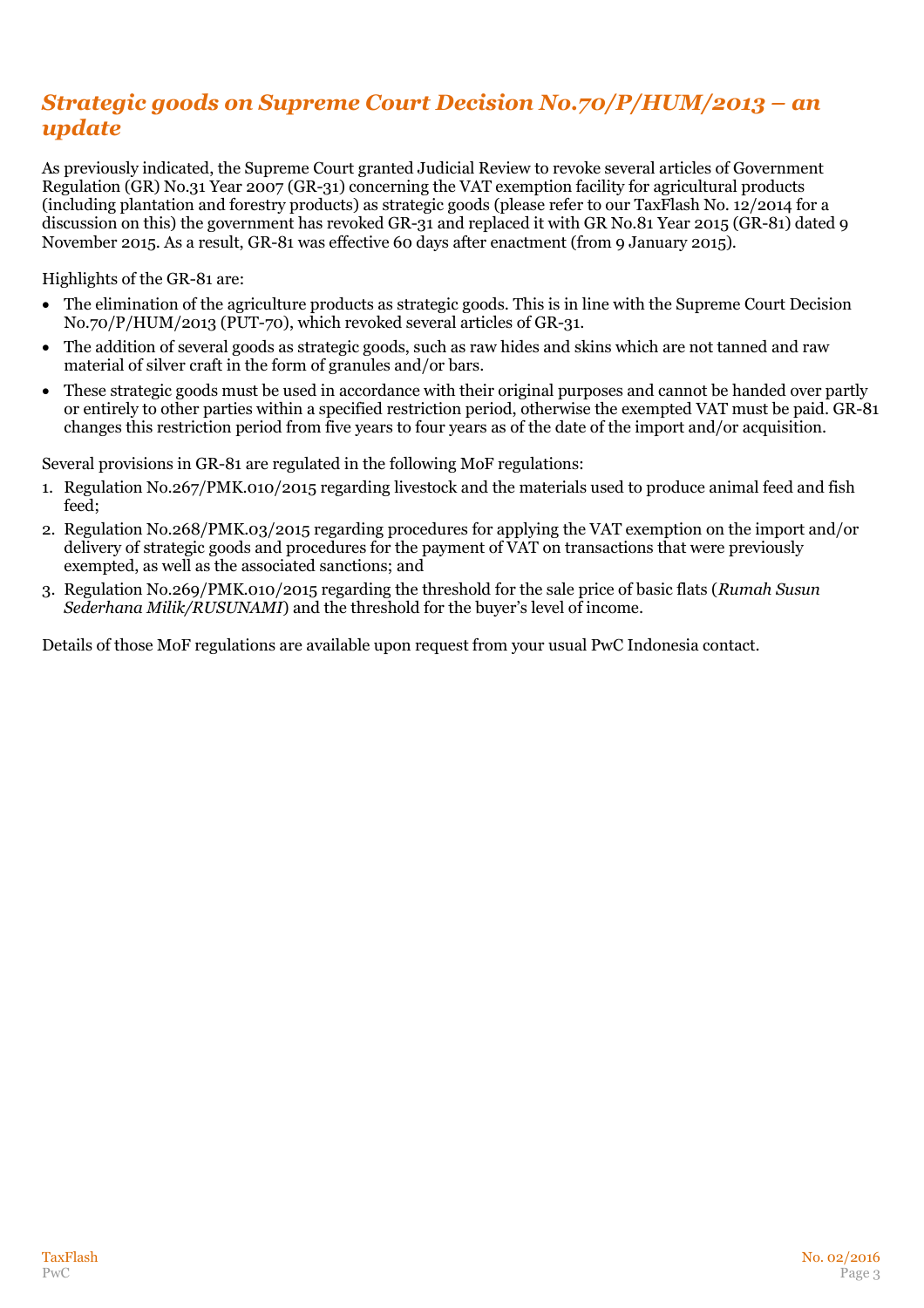## *Strategic goods on Supreme Court Decision No.70/P/HUM/2013 – an update*

As previously indicated, the Supreme Court granted Judicial Review to revoke several articles of Government Regulation (GR) No.31 Year 2007 (GR-31) concerning the VAT exemption facility for agricultural products (including plantation and forestry products) as strategic goods (please refer to our TaxFlash No. 12/2014 for a discussion on this) the government has revoked GR-31 and replaced it with GR No.81 Year 2015 (GR-81) dated 9 November 2015. As a result, GR-81 was effective 60 days after enactment (from 9 January 2015).

Highlights of the GR-81 are:

- The elimination of the agriculture products as strategic goods. This is in line with the Supreme Court Decision No.70/P/HUM/2013 (PUT-70), which revoked several articles of GR-31.
- The addition of several goods as strategic goods, such as raw hides and skins which are not tanned and raw material of silver craft in the form of granules and/or bars.
- These strategic goods must be used in accordance with their original purposes and cannot be handed over partly or entirely to other parties within a specified restriction period, otherwise the exempted VAT must be paid. GR-81 changes this restriction period from five years to four years as of the date of the import and/or acquisition.

Several provisions in GR-81 are regulated in the following MoF regulations:

1. Regulation No.267/PMK.010/2015 regarding livestock and the materials used to produce animal feed and fish feed;
2. Regulation No.268/PMK.03/2015 regarding procedures for applying the VAT exemption on the import and/or delivery of strategic goods and procedures for the payment of VAT on transactions that were previously exempted, as well as the associated sanctions; and
3. Regulation No.269/PMK.010/2015 regarding the threshold for the sale price of basic flats (*Rumah Susun Sederhana Milik/RUSUNAMI*) and the threshold for the buyer's level of income.

Details of those MoF regulations are available upon request from your usual PwC Indonesia contact.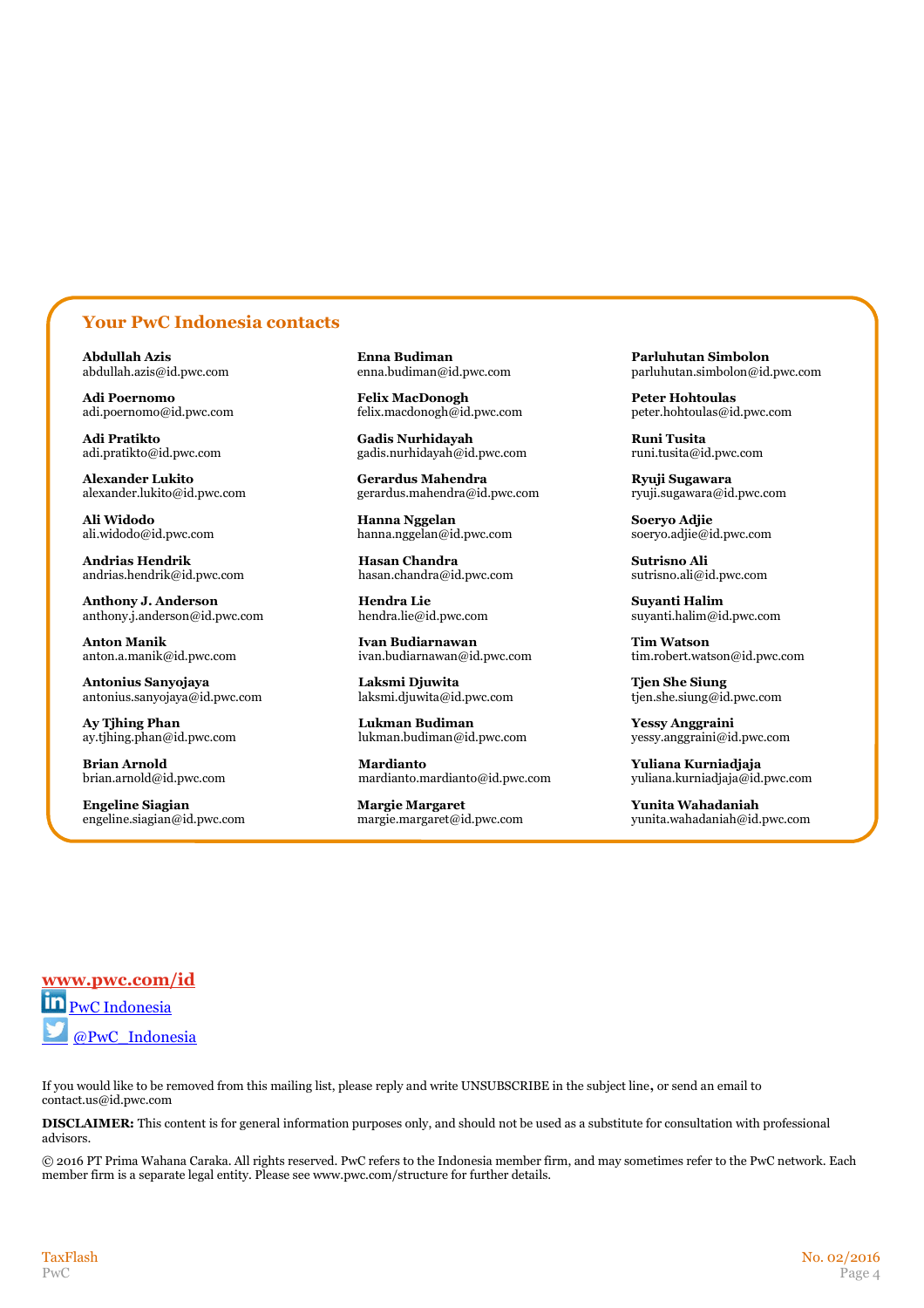## Your PwC Indonesia contacts

**Abdullah Azis**
abdullah.azis@id.pwc.com

**Adi Poernomo**
adi.poernomo@id.pwc.com

**Adi Pratikto**
adi.pratikto@id.pwc.com

**Alexander Lukito**
alexander.lukito@id.pwc.com

**Ali Widodo**
ali.widodo@id.pwc.com

**Andrias Hendrik**
andrias.hendrik@id.pwc.com

**Anthony J. Anderson**
anthony.j.anderson@id.pwc.com

**Anton Manik**
anton.a.manik@id.pwc.com

**Antonius Sanyojaya**
antonius.sanyojaya@id.pwc.com

**Ay Tjhing Phan**
ay.tjhing.phan@id.pwc.com

**Brian Arnold**
brian.arnold@id.pwc.com

**Engeline Siagian**
engeline.siagian@id.pwc.com

**Enna Budiman**
enna.budiman@id.pwc.com

**Felix MacDonogh**
felix.macdonogh@id.pwc.com

**Gadis Nurhidayah**
gadis.nurhidayah@id.pwc.com

**Gerardus Mahendra**
gerardus.mahendra@id.pwc.com

**Hanna Nggelan**
hanna.nggelan@id.pwc.com

**Hasan Chandra**
hasan.chandra@id.pwc.com

**Hendra Lie**
hendra.lie@id.pwc.com

**Ivan Budiarnawan**
ivan.budiarnawan@id.pwc.com

**Laksmi Djuwita**
laksmi.djuwita@id.pwc.com

**Lukman Budiman**
lukman.budiman@id.pwc.com

**Mardianto**
mardianto.mardianto@id.pwc.com

**Margie Margaret**
margie.margaret@id.pwc.com

**Parluhutan Simbolon**
parluhutan.simbolon@id.pwc.com

**Peter Hohtoulas**
peter.hohtoulas@id.pwc.com

**Runi Tusita**
runi.tusita@id.pwc.com

**Ryuji Sugawara**
ryuji.sugawara@id.pwc.com

**Soeryo Adjie**
soeryo.adjie@id.pwc.com

**Sutrisno Ali**
sutrisno.ali@id.pwc.com

**Suyanti Halim**
suyanti.halim@id.pwc.com

**Tim Watson**
tim.robert.watson@id.pwc.com

**Tjen She Siung**
tjen.she.siung@id.pwc.com

**Yessy Anggraini**
yessy.anggraini@id.pwc.com

**Yuliana Kurniadjaja**
yuliana.kurniadjaja@id.pwc.com

**Yunita Wahadaniah**
yunita.wahadaniah@id.pwc.com

**www.pwc.com/id**

PwC Indonesia

@PwC_Indonesia

If you would like to be removed from this mailing list, please reply and write UNSUBSCRIBE in the subject line, or send an email to contact.us@id.pwc.com

**DISCLAIMER:** This content is for general information purposes only, and should not be used as a substitute for consultation with professional advisors.

© 2016 PT Prima Wahana Caraka. All rights reserved. PwC refers to the Indonesia member firm, and may sometimes refer to the PwC network. Each member firm is a separate legal entity. Please see www.pwc.com/structure for further details.